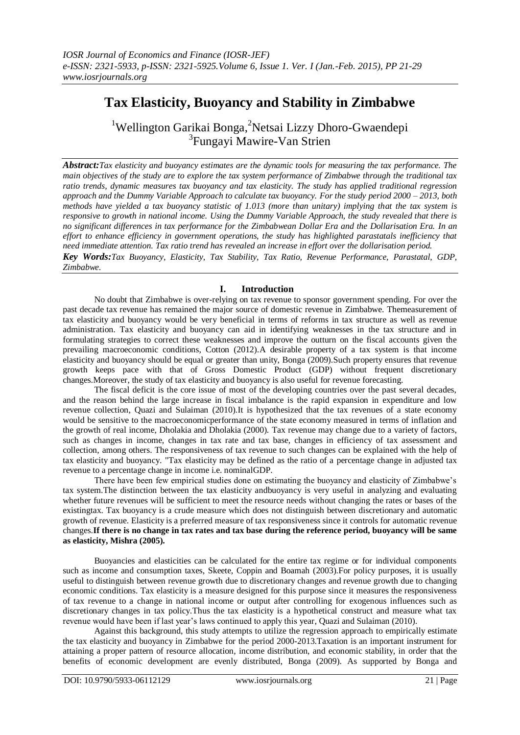# Tax Elasticity, Buoyancy and Stability in Zimbabwe

[1]Wellington Garikai Bonga,[2]Netsai Lizzy Dhoro-Gwaendepi
[3]Fungayi Mawire-Van Strien

***Abstract:****Tax elasticity and buoyancy estimates are the dynamic tools for measuring the tax performance. The main objectives of the study are to explore the tax system performance of Zimbabwe through the traditional tax ratio trends, dynamic measures tax buoyancy and tax elasticity. The study has applied traditional regression approach and the Dummy Variable Approach to calculate tax buoyancy. For the study period 2000 – 2013, both methods have yielded a tax buoyancy statistic of 1.013 (more than unitary) implying that the tax system is responsive to growth in national income. Using the Dummy Variable Approach, the study revealed that there is no significant differences in tax performance for the Zimbabwean Dollar Era and the Dollarisation Era. In an effort to enhance efficiency in government operations, the study has highlighted parastatals inefficiency that need immediate attention. Tax ratio trend has revealed an increase in effort over the dollarisation period.*

***Key Words:****Tax Buoyancy, Elasticity, Tax Stability, Tax Ratio, Revenue Performance, Parastatal, GDP, Zimbabwe.*

## I. Introduction

No doubt that Zimbabwe is over-relying on tax revenue to sponsor government spending. For over the past decade tax revenue has remained the major source of domestic revenue in Zimbabwe. Themeasurement of tax elasticity and buoyancy would be very beneficial in terms of reforms in tax structure as well as revenue administration. Tax elasticity and buoyancy can aid in identifying weaknesses in the tax structure and in formulating strategies to correct these weaknesses and improve the outturn on the fiscal accounts given the prevailing macroeconomic conditions, Cotton (2012).A desirable property of a tax system is that income elasticity and buoyancy should be equal or greater than unity, Bonga (2009).Such property ensures that revenue growth keeps pace with that of Gross Domestic Product (GDP) without frequent discretionary changes.Moreover, the study of tax elasticity and buoyancy is also useful for revenue forecasting.

The fiscal deficit is the core issue of most of the developing countries over the past several decades, and the reason behind the large increase in fiscal imbalance is the rapid expansion in expenditure and low revenue collection, Quazi and Sulaiman (2010).It is hypothesized that the tax revenues of a state economy would be sensitive to the macroeconomicperformance of the state economy measured in terms of inflation and the growth of real income, Dholakia and Dholakia (2000). Tax revenue may change due to a variety of factors, such as changes in income, changes in tax rate and tax base, changes in efficiency of tax assessment and collection, among others. The responsiveness of tax revenue to such changes can be explained with the help of tax elasticity and buoyancy. "Tax elasticity may be defined as the ratio of a percentage change in adjusted tax revenue to a percentage change in income i.e. nominalGDP.

There have been few empirical studies done on estimating the buoyancy and elasticity of Zimbabwe's tax system.The distinction between the tax elasticity andbuoyancy is very useful in analyzing and evaluating whether future revenues will be sufficient to meet the resource needs without changing the rates or bases of the existingtax. Tax buoyancy is a crude measure which does not distinguish between discretionary and automatic growth of revenue. Elasticity is a preferred measure of tax responsiveness since it controls for automatic revenue changes.**If there is no change in tax rates and tax base during the reference period, buoyancy will be same as elasticity, Mishra (2005).**

Buoyancies and elasticities can be calculated for the entire tax regime or for individual components such as income and consumption taxes, Skeete, Coppin and Boamah (2003).For policy purposes, it is usually useful to distinguish between revenue growth due to discretionary changes and revenue growth due to changing economic conditions. Tax elasticity is a measure designed for this purpose since it measures the responsiveness of tax revenue to a change in national income or output after controlling for exogenous influences such as discretionary changes in tax policy.Thus the tax elasticity is a hypothetical construct and measure what tax revenue would have been if last year's laws continued to apply this year, Quazi and Sulaiman (2010).

Against this background, this study attempts to utilize the regression approach to empirically estimate the tax elasticity and buoyancy in Zimbabwe for the period 2000-2013.Taxation is an important instrument for attaining a proper pattern of resource allocation, income distribution, and economic stability, in order that the benefits of economic development are evenly distributed, Bonga (2009). As supported by Bonga and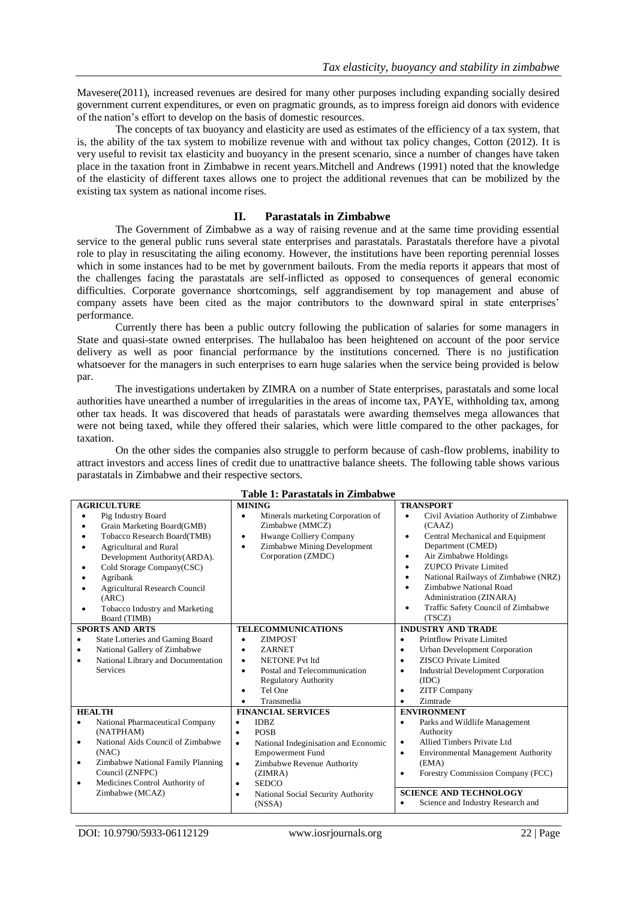Mavesere(2011), increased revenues are desired for many other purposes including expanding socially desired government current expenditures, or even on pragmatic grounds, as to impress foreign aid donors with evidence of the nation's effort to develop on the basis of domestic resources.

The concepts of tax buoyancy and elasticity are used as estimates of the efficiency of a tax system, that is, the ability of the tax system to mobilize revenue with and without tax policy changes, Cotton (2012). It is very useful to revisit tax elasticity and buoyancy in the present scenario, since a number of changes have taken place in the taxation front in Zimbabwe in recent years.Mitchell and Andrews (1991) noted that the knowledge of the elasticity of different taxes allows one to project the additional revenues that can be mobilized by the existing tax system as national income rises.

## II. Parastatals in Zimbabwe

The Government of Zimbabwe as a way of raising revenue and at the same time providing essential service to the general public runs several state enterprises and parastatals. Parastatals therefore have a pivotal role to play in resuscitating the ailing economy. However, the institutions have been reporting perennial losses which in some instances had to be met by government bailouts. From the media reports it appears that most of the challenges facing the parastatals are self-inflicted as opposed to consequences of general economic difficulties. Corporate governance shortcomings, self aggrandisement by top management and abuse of company assets have been cited as the major contributors to the downward spiral in state enterprises' performance.

Currently there has been a public outcry following the publication of salaries for some managers in State and quasi-state owned enterprises. The hullabaloo has been heightened on account of the poor service delivery as well as poor financial performance by the institutions concerned. There is no justification whatsoever for the managers in such enterprises to earn huge salaries when the service being provided is below par.

The investigations undertaken by ZIMRA on a number of State enterprises, parastatals and some local authorities have unearthed a number of irregularities in the areas of income tax, PAYE, withholding tax, among other tax heads. It was discovered that heads of parastatals were awarding themselves mega allowances that were not being taxed, while they offered their salaries, which were little compared to the other packages, for taxation.

On the other sides the companies also struggle to perform because of cash-flow problems, inability to attract investors and access lines of credit due to unattractive balance sheets. The following table shows various parastatals in Zimbabwe and their respective sectors.

**Table 1: Parastatals in Zimbabwe**

| **AGRICULTURE** | **MINING** | **TRANSPORT** |
|---|---|---|
| • Pig Industry Board<br>• Grain Marketing Board(GMB)<br>• Tobacco Research Board(TMB)<br>• Agricultural and Rural Development Authority(ARDA).<br>• Cold Storage Company(CSC)<br>• Agribank<br>• Agricultural Research Council (ARC)<br>• Tobacco Industry and Marketing Board (TIMB) | • Minerals marketing Corporation of Zimbabwe (MMCZ)<br>• Hwange Colliery Company<br>• Zimbabwe Mining Development Corporation (ZMDC) | • Civil Aviation Authority of Zimbabwe (CAAZ)<br>• Central Mechanical and Equipment Department (CMED)<br>• Air Zimbabwe Holdings<br>• ZUPCO Private Limited<br>• National Railways of Zimbabwe (NRZ)<br>• Zimbabwe National Road Administration (ZINARA)<br>• Traffic Safety Council of Zimbabwe (TSCZ) |
| **SPORTS AND ARTS** | **TELECOMMUNICATIONS** | **INDUSTRY AND TRADE** |
| • State Lotteries and Gaming Board<br>• National Gallery of Zimbabwe<br>• National Library and Documentation Services | • ZIMPOST<br>• ZARNET<br>• NETONE Pvt ltd<br>• Postal and Telecommunication Regulatory Authority<br>• Tel One<br>• Transmedia | • Printflow Private Limited<br>• Urban Development Corporation<br>• ZISCO Private Limited<br>• Industrial Development Corporation (IDC)<br>• ZITF Company<br>• Zimtrade |
| **HEALTH** | **FINANCIAL SERVICES** | **ENVIRONMENT** |
| • National Pharmaceutical Company (NATPHAM)<br>• National Aids Council of Zimbabwe (NAC)<br>• Zimbabwe National Family Planning Council (ZNFPC)<br>• Medicines Control Authority of Zimbabwe (MCAZ) | • IDBZ<br>• POSB<br>• National Indeginisation and Economic Empowerment Fund<br>• Zimbabwe Revenue Authority (ZIMRA)<br>• SEDCO<br>• National Social Security Authority (NSSA) | • Parks and Wildlife Management Authority<br>• Allied Timbers Private Ltd<br>• Environmental Management Authority (EMA)<br>• Forestry Commission Company (FCC)<br><br>**SCIENCE AND TECHNOLOGY**<br>• Science and Industry Research and |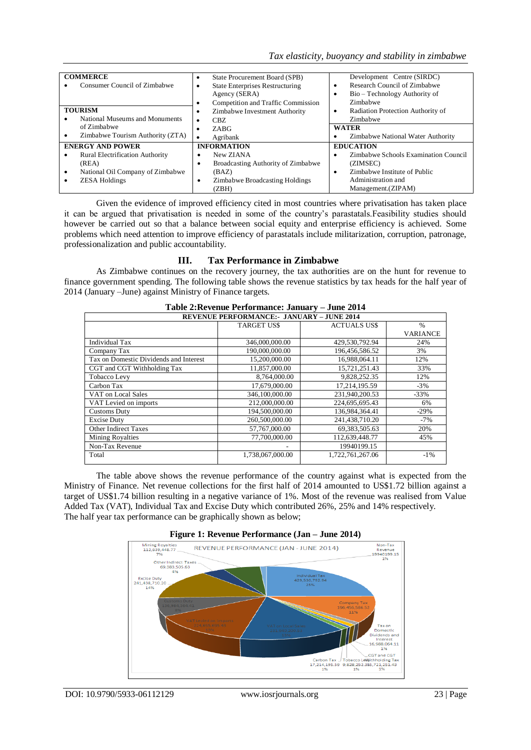| COMMERCE | | |
|---|---|---|
| • Consumer Council of Zimbabwe | • State Procurement Board (SPB)<br>• State Enterprises Restructuring Agency (SERA)<br>• Competition and Traffic Commission<br>• Zimbabwe Investment Authority<br>• CBZ<br>• ZABG<br>• Agribank | Development Centre (SIRDC)<br>• Research Council of Zimbabwe<br>• Bio – Technology Authority of Zimbabwe<br>• Radiation Protection Authority of Zimbabwe |
| **TOURISM**<br>• National Museums and Monuments of Zimbabwe<br>• Zimbabwe Tourism Authority (ZTA) | | **WATER**<br>• Zimbabwe National Water Authority |
| **ENERGY AND POWER**<br>• Rural Electrification Authority (REA)<br>• National Oil Company of Zimbabwe<br>• ZESA Holdings | **INFORMATION**<br>• New ZIANA<br>• Broadcasting Authority of Zimbabwe (BAZ)<br>• Zimbabwe Broadcasting Holdings (ZBH) | **EDUCATION**<br>• Zimbabwe Schools Examination Council (ZIMSEC)<br>• Zimbabwe Institute of Public Administration and Management.(ZIPAM) |

Given the evidence of improved efficiency cited in most countries where privatisation has taken place it can be argued that privatisation is needed in some of the country's parastatals.Feasibility studies should however be carried out so that a balance between social equity and enterprise efficiency is achieved. Some problems which need attention to improve efficiency of parastatals include militarization, corruption, patronage, professionalization and public accountability.

## III. Tax Performance in Zimbabwe

As Zimbabwe continues on the recovery journey, the tax authorities are on the hunt for revenue to finance government spending. The following table shows the revenue statistics by tax heads for the half year of 2014 (January –June) against Ministry of Finance targets.

**Table 2:Revenue Performance: January – June 2014**

| REVENUE PERFORMANCE:- JANUARY – JUNE 2014 | | | |
|---|---|---|---|
| | TARGET US$ | ACTUALS US$ | % VARIANCE |
| Individual Tax | 346,000,000.00 | 429,530,792.94 | 24% |
| Company Tax | 190,000,000.00 | 196,456,586.52 | 3% |
| Tax on Domestic Dividends and Interest | 15,200,000.00 | 16,988,064.11 | 12% |
| CGT and CGT Withholding Tax | 11,857,000.00 | 15,721,251.43 | 33% |
| Tobacco Levy | 8,764,000.00 | 9,828,252.35 | 12% |
| Carbon Tax | 17,679,000.00 | 17,214,195.59 | -3% |
| VAT on Local Sales | 346,100,000.00 | 231,940,200.53 | -33% |
| VAT Levied on imports | 212,000,000.00 | 224,695,695.43 | 6% |
| Customs Duty | 194,500,000.00 | 136,984,364.41 | -29% |
| Excise Duty | 260,500,000.00 | 241,438,710.20 | -7% |
| Other Indirect Taxes | 57,767,000.00 | 69,383,505.63 | 20% |
| Mining Royalties | 77,700,000.00 | 112,639,448.77 | 45% |
| Non-Tax Revenue | - | 19940199.15 | |
| Total | 1,738,067,000.00 | 1,722,761,267.06 | -1% |

The table above shows the revenue performance of the country against what is expected from the Ministry of Finance. Net revenue collections for the first half of 2014 amounted to US$1.72 billion against a target of US$1.74 billion resulting in a negative variance of 1%. Most of the revenue was realised from Value Added Tax (VAT), Individual Tax and Excise Duty which contributed 26%, 25% and 14% respectively.
The half year tax performance can be graphically shown as below;

**Figure 1: Revenue Performance (Jan – June 2014)**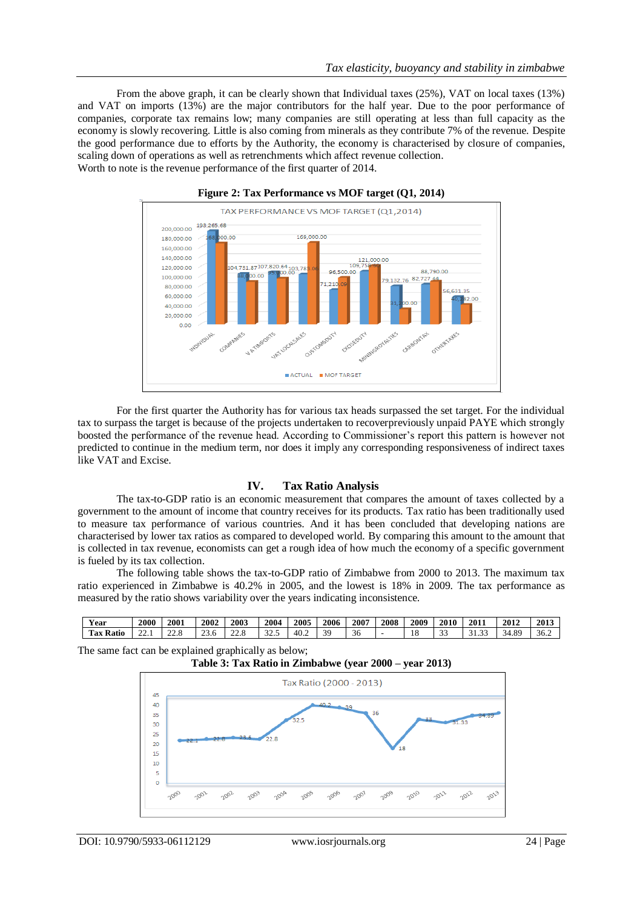From the above graph, it can be clearly shown that Individual taxes (25%), VAT on local taxes (13%) and VAT on imports (13%) are the major contributors for the half year. Due to the poor performance of companies, corporate tax remains low; many companies are still operating at less than full capacity as the economy is slowly recovering. Little is also coming from minerals as they contribute 7% of the revenue. Despite the good performance due to efforts by the Authority, the economy is characterised by closure of companies, scaling down of operations as well as retrenchments which affect revenue collection.
Worth to note is the revenue performance of the first quarter of 2014.

**Figure 2: Tax Performance vs MOF target (Q1, 2014)**

For the first quarter the Authority has for various tax heads surpassed the set target. For the individual tax to surpass the target is because of the projects undertaken to recoverpreviously unpaid PAYE which strongly boosted the performance of the revenue head. According to Commissioner's report this pattern is however not predicted to continue in the medium term, nor does it imply any corresponding responsiveness of indirect taxes like VAT and Excise.

## IV. Tax Ratio Analysis

The tax-to-GDP ratio is an economic measurement that compares the amount of taxes collected by a government to the amount of income that country receives for its products. Tax ratio has been traditionally used to measure tax performance of various countries. And it has been concluded that developing nations are characterised by lower tax ratios as compared to developed world. By comparing this amount to the amount that is collected in tax revenue, economists can get a rough idea of how much the economy of a specific government is fueled by its tax collection.

The following table shows the tax-to-GDP ratio of Zimbabwe from 2000 to 2013. The maximum tax ratio experienced in Zimbabwe is 40.2% in 2005, and the lowest is 18% in 2009. The tax performance as measured by the ratio shows variability over the years indicating inconsistence.

| Year | 2000 | 2001 | 2002 | 2003 | 2004 | 2005 | 2006 | 2007 | 2008 | 2009 | 2010 | 2011 | 2012 | 2013 |
|---|---|---|---|---|---|---|---|---|---|---|---|---|---|---|
| Tax Ratio | 22.1 | 22.8 | 23.6 | 22.8 | 32.5 | 40.2 | 39 | 36 | - | 18 | 33 | 31.33 | 34.89 | 36.2 |

The same fact can be explained graphically as below;

**Table 3: Tax Ratio in Zimbabwe (year 2000 – year 2013)**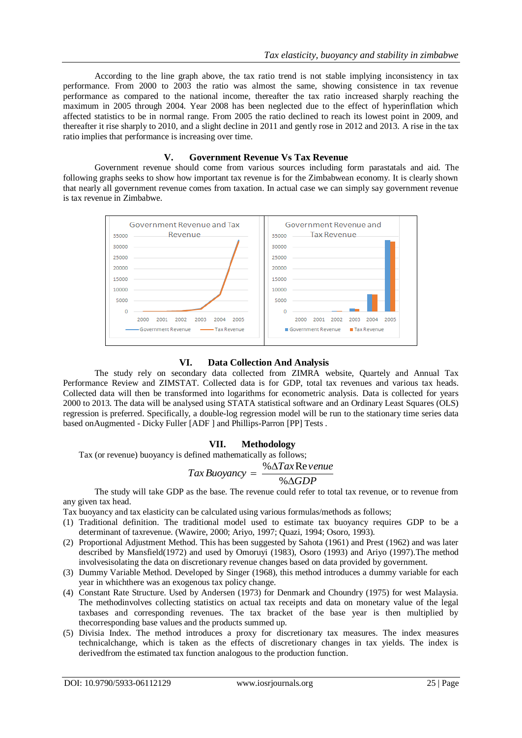According to the line graph above, the tax ratio trend is not stable implying inconsistency in tax performance. From 2000 to 2003 the ratio was almost the same, showing consistence in tax revenue performance as compared to the national income, thereafter the tax ratio increased sharply reaching the maximum in 2005 through 2004. Year 2008 has been neglected due to the effect of hyperinflation which affected statistics to be in normal range. From 2005 the ratio declined to reach its lowest point in 2009, and thereafter it rise sharply to 2010, and a slight decline in 2011 and gently rose in 2012 and 2013. A rise in the tax ratio implies that performance is increasing over time.

## V. Government Revenue Vs Tax Revenue

Government revenue should come from various sources including form parastatals and aid. The following graphs seeks to show how important tax revenue is for the Zimbabwean economy. It is clearly shown that nearly all government revenue comes from taxation. In actual case we can simply say government revenue is tax revenue in Zimbabwe.

## VI. Data Collection And Analysis

The study rely on secondary data collected from ZIMRA website, Quartely and Annual Tax Performance Review and ZIMSTAT. Collected data is for GDP, total tax revenues and various tax heads. Collected data will then be transformed into logarithms for econometric analysis. Data is collected for years 2000 to 2013. The data will be analysed using STATA statistical software and an Ordinary Least Squares (OLS) regression is preferred. Specifically, a double-log regression model will be run to the stationary time series data based onAugmented - Dicky Fuller [ADF ] and Phillips-Parron [PP] Tests .

## VII. Methodology

Tax (or revenue) buoyancy is defined mathematically as follows;

$$Tax\ Buoyancy = \frac{\%\Delta Tax\ Revenue}{\%\Delta GDP}$$

The study will take GDP as the base. The revenue could refer to total tax revenue, or to revenue from any given tax head.

Tax buoyancy and tax elasticity can be calculated using various formulas/methods as follows;

(1) Traditional definition. The traditional model used to estimate tax buoyancy requires GDP to be a determinant of taxrevenue. (Wawire, 2000; Ariyo, 1997; Quazi, 1994; Osoro, 1993).
(2) Proportional Adjustment Method. This has been suggested by Sahota (1961) and Prest (1962) and was later described by Mansfield(1972) and used by Omoruyi (1983), Osoro (1993) and Ariyo (1997).The method involvesisolating the data on discretionary revenue changes based on data provided by government.
(3) Dummy Variable Method. Developed by Singer (1968), this method introduces a dummy variable for each year in whichthere was an exogenous tax policy change.
(4) Constant Rate Structure. Used by Andersen (1973) for Denmark and Choundry (1975) for west Malaysia. The methodinvolves collecting statistics on actual tax receipts and data on monetary value of the legal taxbases and corresponding revenues. The tax bracket of the base year is then multiplied by thecorresponding base values and the products summed up.
(5) Divisia Index. The method introduces a proxy for discretionary tax measures. The index measures technicalchange, which is taken as the effects of discretionary changes in tax yields. The index is derivedfrom the estimated tax function analogous to the production function.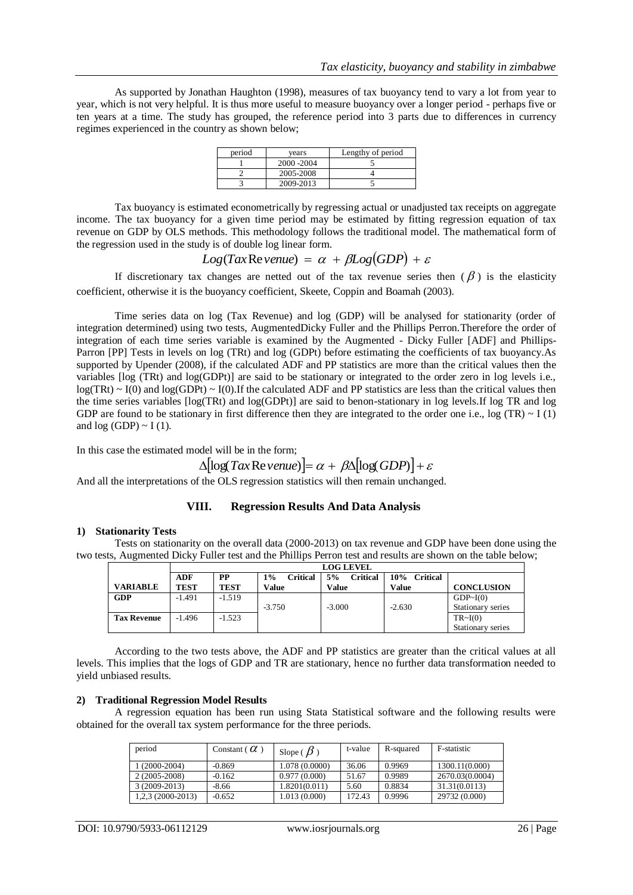As supported by Jonathan Haughton (1998), measures of tax buoyancy tend to vary a lot from year to year, which is not very helpful. It is thus more useful to measure buoyancy over a longer period - perhaps five or ten years at a time. The study has grouped, the reference period into 3 parts due to differences in currency regimes experienced in the country as shown below;

| period | years | Lengthy of period |
|---|---|---|
| 1 | 2000 -2004 | 5 |
| 2 | 2005-2008 | 4 |
| 3 | 2009-2013 | 5 |

Tax buoyancy is estimated econometrically by regressing actual or unadjusted tax receipts on aggregate income. The tax buoyancy for a given time period may be estimated by fitting regression equation of tax revenue on GDP by OLS methods. This methodology follows the traditional model. The mathematical form of the regression used in the study is of double log linear form.

$$Log(Tax\,Revenue) = \alpha + \beta Log(GDP) + \varepsilon$$

If discretionary tax changes are netted out of the tax revenue series then ($\beta$) is the elasticity coefficient, otherwise it is the buoyancy coefficient, Skeete, Coppin and Boamah (2003).

Time series data on log (Tax Revenue) and log (GDP) will be analysed for stationarity (order of integration determined) using two tests, AugmentedDicky Fuller and the Phillips Perron.Therefore the order of integration of each time series variable is examined by the Augmented - Dicky Fuller [ADF] and Phillips-Parron [PP] Tests in levels on log (TRt) and log (GDPt) before estimating the coefficients of tax buoyancy.As supported by Upender (2008), if the calculated ADF and PP statistics are more than the critical values then the variables [log (TRt) and log(GDPt)] are said to be stationary or integrated to the order zero in log levels i.e., log(TRt) ~ I(0) and log(GDPt) ~ I(0).If the calculated ADF and PP statistics are less than the critical values then the time series variables [log(TRt) and log(GDPt)] are said to benon-stationary in log levels.If log TR and log GDP are found to be stationary in first difference then they are integrated to the order one i.e., log (TR) ~ I (1) and log (GDP) ~ I (1).

In this case the estimated model will be in the form;

$$\Delta[\log(Tax\,Revenue)] = \alpha + \beta\Delta[\log(GDP)] + \varepsilon$$

And all the interpretations of the OLS regression statistics will then remain unchanged.

## VIII. Regression Results And Data Analysis

### 1) Stationarity Tests

Tests on stationarity on the overall data (2000-2013) on tax revenue and GDP have been done using the two tests, Augmented Dicky Fuller test and the Phillips Perron test and results are shown on the table below;

| | LOG LEVEL | | | | | |
|---|---|---|---|---|---|---|
| **VARIABLE** | **ADF TEST** | **PP TEST** | **1% Critical Value** | **5% Critical Value** | **10% Critical Value** | **CONCLUSION** |
| **GDP** | -1.491 | -1.519 | -3.750 | -3.000 | -2.630 | GDP~I(0) Stationary series |
| **Tax Revenue** | -1.496 | -1.523 | | | | TR~I(0) Stationary series |

According to the two tests above, the ADF and PP statistics are greater than the critical values at all levels. This implies that the logs of GDP and TR are stationary, hence no further data transformation needed to yield unbiased results.

### 2) Traditional Regression Model Results

A regression equation has been run using Stata Statistical software and the following results were obtained for the overall tax system performance for the three periods.

| period | Constant ($\alpha$) | Slope ($\beta$) | t-value | R-squared | F-statistic |
|---|---|---|---|---|---|
| 1 (2000-2004) | -0.869 | 1.078 (0.0000) | 36.06 | 0.9969 | 1300.11(0.000) |
| 2 (2005-2008) | -0.162 | 0.977 (0.000) | 51.67 | 0.9989 | 2670.03(0.0004) |
| 3 (2009-2013) | -8.66 | 1.8201(0.011) | 5.60 | 0.8834 | 31.31(0.0113) |
| 1,2,3 (2000-2013) | -0.652 | 1.013 (0.000) | 172.43 | 0.9996 | 29732 (0.000) |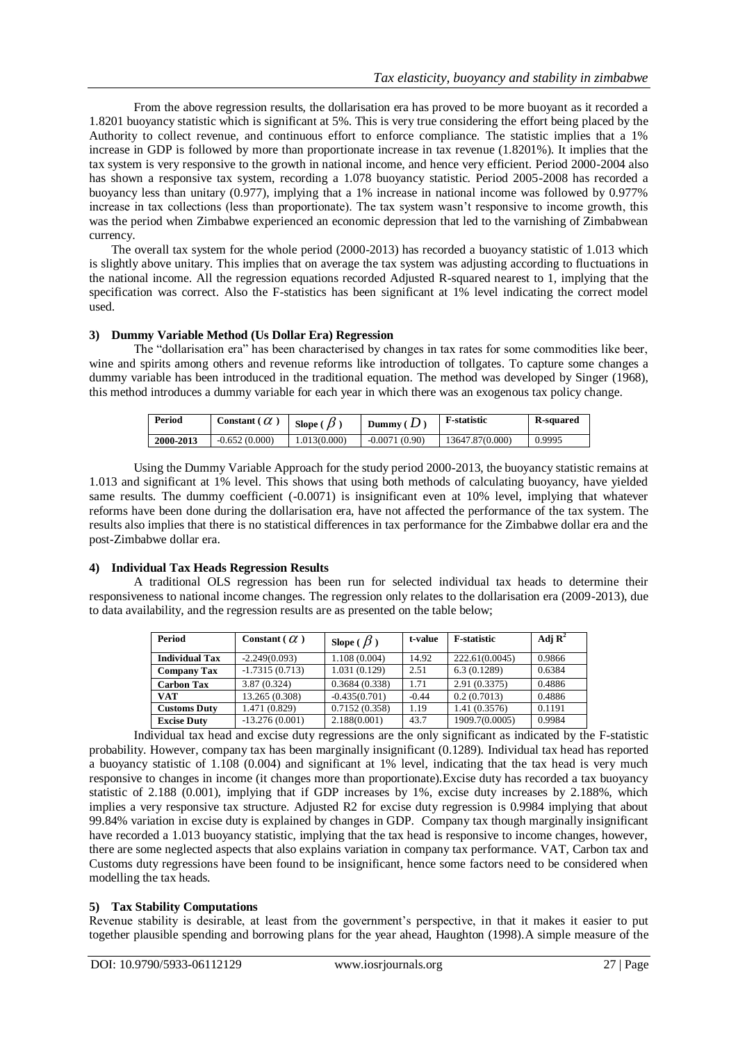From the above regression results, the dollarisation era has proved to be more buoyant as it recorded a 1.8201 buoyancy statistic which is significant at 5%. This is very true considering the effort being placed by the Authority to collect revenue, and continuous effort to enforce compliance. The statistic implies that a 1% increase in GDP is followed by more than proportionate increase in tax revenue (1.8201%). It implies that the tax system is very responsive to the growth in national income, and hence very efficient. Period 2000-2004 also has shown a responsive tax system, recording a 1.078 buoyancy statistic. Period 2005-2008 has recorded a buoyancy less than unitary (0.977), implying that a 1% increase in national income was followed by 0.977% increase in tax collections (less than proportionate). The tax system wasn't responsive to income growth, this was the period when Zimbabwe experienced an economic depression that led to the varnishing of Zimbabwean currency.

The overall tax system for the whole period (2000-2013) has recorded a buoyancy statistic of 1.013 which is slightly above unitary. This implies that on average the tax system was adjusting according to fluctuations in the national income. All the regression equations recorded Adjusted R-squared nearest to 1, implying that the specification was correct. Also the F-statistics has been significant at 1% level indicating the correct model used.

### 3) Dummy Variable Method (Us Dollar Era) Regression

The "dollarisation era" has been characterised by changes in tax rates for some commodities like beer, wine and spirits among others and revenue reforms like introduction of tollgates. To capture some changes a dummy variable has been introduced in the traditional equation. The method was developed by Singer (1968), this method introduces a dummy variable for each year in which there was an exogenous tax policy change.

| Period | Constant ( $\alpha$ ) | Slope ( $\beta$ ) | Dummy ( $D$ ) | F-statistic | R-squared |
|---|---|---|---|---|---|
| 2000-2013 | -0.652 (0.000) | 1.013(0.000) | -0.0071 (0.90) | 13647.87(0.000) | 0.9995 |

Using the Dummy Variable Approach for the study period 2000-2013, the buoyancy statistic remains at 1.013 and significant at 1% level. This shows that using both methods of calculating buoyancy, have yielded same results. The dummy coefficient (-0.0071) is insignificant even at 10% level, implying that whatever reforms have been done during the dollarisation era, have not affected the performance of the tax system. The results also implies that there is no statistical differences in tax performance for the Zimbabwe dollar era and the post-Zimbabwe dollar era.

### 4) Individual Tax Heads Regression Results

A traditional OLS regression has been run for selected individual tax heads to determine their responsiveness to national income changes. The regression only relates to the dollarisation era (2009-2013), due to data availability, and the regression results are as presented on the table below;

| Period | Constant ( $\alpha$ ) | Slope ( $\beta$ ) | t-value | F-statistic | Adj $R^2$ |
|---|---|---|---|---|---|
| **Individual Tax** | -2.249(0.093) | 1.108 (0.004) | 14.92 | 222.61(0.0045) | 0.9866 |
| **Company Tax** | -1.7315 (0.713) | 1.031 (0.129) | 2.51 | 6.3 (0.1289) | 0.6384 |
| **Carbon Tax** | 3.87 (0.324) | 0.3684 (0.338) | 1.71 | 2.91 (0.3375) | 0.4886 |
| **VAT** | 13.265 (0.308) | -0.435(0.701) | -0.44 | 0.2 (0.7013) | 0.4886 |
| **Customs Duty** | 1.471 (0.829) | 0.7152 (0.358) | 1.19 | 1.41 (0.3576) | 0.1191 |
| **Excise Duty** | -13.276 (0.001) | 2.188(0.001) | 43.7 | 1909.7(0.0005) | 0.9984 |

Individual tax head and excise duty regressions are the only significant as indicated by the F-statistic probability. However, company tax has been marginally insignificant (0.1289). Individual tax head has reported a buoyancy statistic of 1.108 (0.004) and significant at 1% level, indicating that the tax head is very much responsive to changes in income (it changes more than proportionate).Excise duty has recorded a tax buoyancy statistic of 2.188 (0.001), implying that if GDP increases by 1%, excise duty increases by 2.188%, which implies a very responsive tax structure. Adjusted R2 for excise duty regression is 0.9984 implying that about 99.84% variation in excise duty is explained by changes in GDP. Company tax though marginally insignificant have recorded a 1.013 buoyancy statistic, implying that the tax head is responsive to income changes, however, there are some neglected aspects that also explains variation in company tax performance. VAT, Carbon tax and Customs duty regressions have been found to be insignificant, hence some factors need to be considered when modelling the tax heads.

### 5) Tax Stability Computations

Revenue stability is desirable, at least from the government's perspective, in that it makes it easier to put together plausible spending and borrowing plans for the year ahead, Haughton (1998).A simple measure of the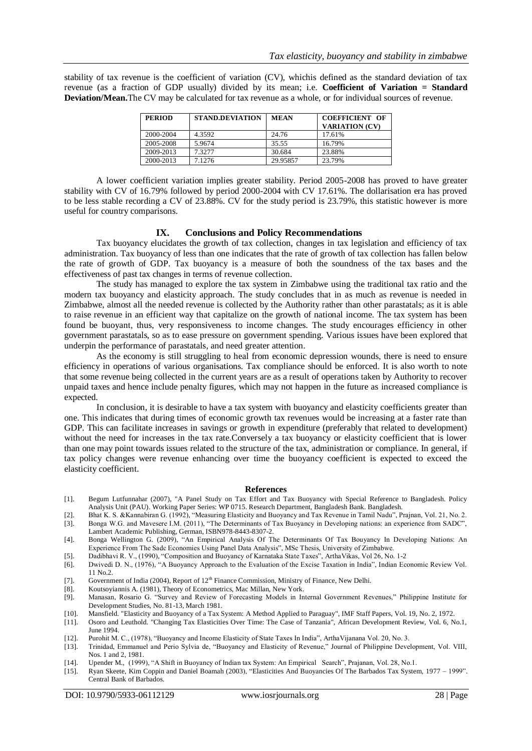stability of tax revenue is the coefficient of variation (CV), whichis defined as the standard deviation of tax revenue (as a fraction of GDP usually) divided by its mean; i.e. **Coefficient of Variation = Standard Deviation/Mean.**The CV may be calculated for tax revenue as a whole, or for individual sources of revenue.

| PERIOD | STAND.DEVIATION | MEAN | COEFFICIENT OF VARIATION (CV) |
|---|---|---|---|
| 2000-2004 | 4.3592 | 24.76 | 17.61% |
| 2005-2008 | 5.9674 | 35.55 | 16.79% |
| 2009-2013 | 7.3277 | 30.684 | 23.88% |
| 2000-2013 | 7.1276 | 29.95857 | 23.79% |

A lower coefficient variation implies greater stability. Period 2005-2008 has proved to have greater stability with CV of 16.79% followed by period 2000-2004 with CV 17.61%. The dollarisation era has proved to be less stable recording a CV of 23.88%. CV for the study period is 23.79%, this statistic however is more useful for country comparisons.

## IX. Conclusions and Policy Recommendations

Tax buoyancy elucidates the growth of tax collection, changes in tax legislation and efficiency of tax administration. Tax buoyancy of less than one indicates that the rate of growth of tax collection has fallen below the rate of growth of GDP. Tax buoyancy is a measure of both the soundness of the tax bases and the effectiveness of past tax changes in terms of revenue collection.

The study has managed to explore the tax system in Zimbabwe using the traditional tax ratio and the modern tax buoyancy and elasticity approach. The study concludes that in as much as revenue is needed in Zimbabwe, almost all the needed revenue is collected by the Authority rather than other parastatals; as it is able to raise revenue in an efficient way that capitalize on the growth of national income. The tax system has been found be buoyant, thus, very responsiveness to income changes. The study encourages efficiency in other government parastatals, so as to ease pressure on government spending. Various issues have been explored that underpin the performance of parastatals, and need greater attention.

As the economy is still struggling to heal from economic depression wounds, there is need to ensure efficiency in operations of various organisations. Tax compliance should be enforced. It is also worth to note that some revenue being collected in the current years are as a result of operations taken by Authority to recover unpaid taxes and hence include penalty figures, which may not happen in the future as increased compliance is expected.

In conclusion, it is desirable to have a tax system with buoyancy and elasticity coefficients greater than one. This indicates that during times of economic growth tax revenues would be increasing at a faster rate than GDP. This can facilitate increases in savings or growth in expenditure (preferably that related to development) without the need for increases in the tax rate.Conversely a tax buoyancy or elasticity coefficient that is lower than one may point towards issues related to the structure of the tax, administration or compliance. In general, if tax policy changes were revenue enhancing over time the buoyancy coefficient is expected to exceed the elasticity coefficient.

### References

[1]. Begum Lutfunnahar (2007), "A Panel Study on Tax Effort and Tax Buoyancy with Special Reference to Bangladesh. Policy Analysis Unit (PAU). Working Paper Series: WP 0715. Research Department, Bangladesh Bank. Bangladesh.

[2]. Bhat K. S. &Kannabiran G. (1992), "Measuring Elasticity and Buoyancy and Tax Revenue in Tamil Nadu", Prajnan, Vol. 21, No. 2.

[3]. Bonga W.G. and Mavesere I.M. (2011), "The Determinants of Tax Buoyancy in Developing nations: an experience from SADC", Lambert Academic Publishing, German, ISBN978-8443-8307-2.

[4]. Bonga Wellington G. (2009), "An Empirical Analysis Of The Determinants Of Tax Bouyancy In Developing Nations: An Experience From The Sadc Economies Using Panel Data Analysis", MSc Thesis, University of Zimbabwe.

[5]. Dadibhavi R. V., (1990), "Composition and Buoyancy of Karnataka State Taxes", ArthaVikas, Vol 26, No. 1-2

[6]. Dwivedi D. N., (1976), "A Buoyancy Approach to the Evaluation of the Excise Taxation in India", Indian Economic Review Vol. 11 No.2.

[7]. Government of India (2004), Report of 12th Finance Commission, Ministry of Finance, New Delhi.

[8]. Koutsoyiannis A. (1981), Theory of Econometrics, Mac Millan, New York.

[9]. Manasan, Rosario G. "Survey and Review of Forecasting Models in Internal Government Revenues," Philippine Institute for Development Studies, No. 81-13, March 1981.

[10]. Mansfield. "Elasticity and Buoyancy of a Tax System: A Method Applied to Paraguay", IMF Staff Papers, Vol. 19, No. 2, 1972.

[11]. Osoro and Leuthold. "Changing Tax Elasticities Over Time: The Case of Tanzania", African Development Review, Vol. 6, No.1, June 1994.

[12]. Purohit M. C., (1978), "Buoyancy and Income Elasticity of State Taxes In India", ArthaVijanana Vol. 20, No. 3.

[13]. Trinidad, Emmanuel and Perio Sylvia de, "Buoyancy and Elasticity of Revenue," Journal of Philippine Development, Vol. VIII, Nos. 1 and 2, 1981.

[14]. Upender M., (1999), "A Shift in Buoyancy of Indian tax System: An Empirical Search", Prajanan, Vol. 28, No.1.

[15]. Ryan Skeete, Kim Coppin and Daniel Boamah (2003), "Elasticities And Buoyancies Of The Barbados Tax System, 1977 – 1999". Central Bank of Barbados.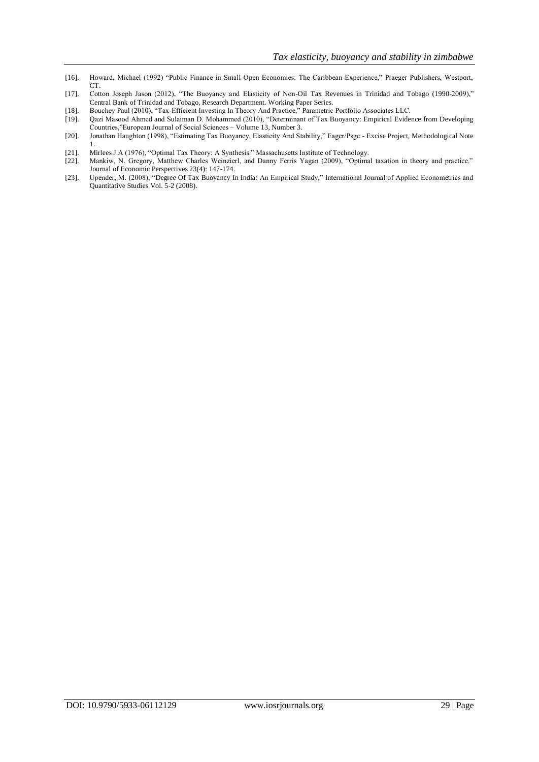[16]. Howard, Michael (1992) "Public Finance in Small Open Economies: The Caribbean Experience," Praeger Publishers, Westport, CT.

[17]. Cotton Joseph Jason (2012), "The Buoyancy and Elasticity of Non-Oil Tax Revenues in Trinidad and Tobago (1990-2009)," Central Bank of Trinidad and Tobago, Research Department. Working Paper Series.

[18]. Bouchey Paul (2010), "Tax-Efficient Investing In Theory And Practice," Parametric Portfolio Associates LLC.

[19]. Qazi Masood Ahmed and Sulaiman D. Mohammed (2010), "Determinant of Tax Buoyancy: Empirical Evidence from Developing Countries,"European Journal of Social Sciences – Volume 13, Number 3.

[20]. Jonathan Haughton (1998), "Estimating Tax Buoyancy, Elasticity And Stability," Eager/Psge - Excise Project, Methodological Note 1.

[21]. Mirlees J.A (1976), "Optimal Tax Theory: A Synthesis." Massachusetts Institute of Technology.

[22]. Mankiw, N. Gregory, Matthew Charles Weinzierl, and Danny Ferris Yagan (2009), "Optimal taxation in theory and practice." Journal of Economic Perspectives 23(4): 147-174.

[23]. Upender, M. (2008), "Degree Of Tax Buoyancy In India: An Empirical Study," International Journal of Applied Econometrics and Quantitative Studies Vol. 5-2 (2008).